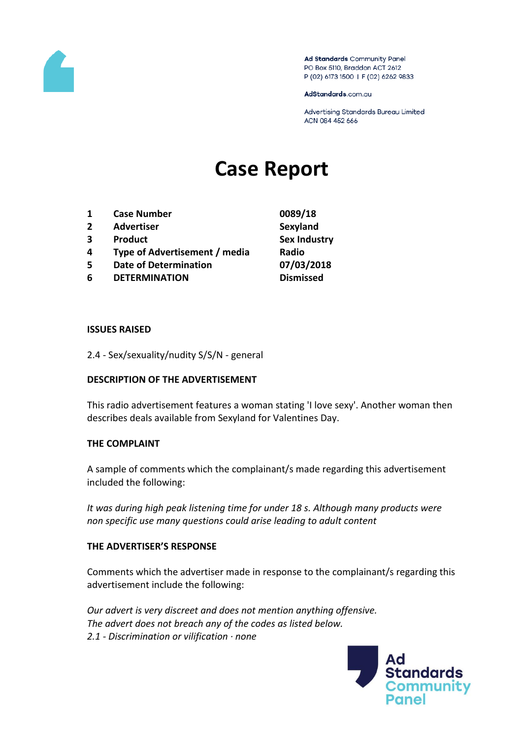Ad Standards Community Panel
PO Box 5110, Braddon ACT 2612
P (02) 6173 1500 | F (02) 6262 9833

AdStandards.com.au

Advertising Standards Bureau Limited
ACN 084 452 666

# Case Report

| | | |
|---|---|---|
| **1** | **Case Number** | **0089/18** |
| **2** | **Advertiser** | **Sexyland** |
| **3** | **Product** | **Sex Industry** |
| **4** | **Type of Advertisement / media** | **Radio** |
| **5** | **Date of Determination** | **07/03/2018** |
| **6** | **DETERMINATION** | **Dismissed** |

**ISSUES RAISED**

2.4 - Sex/sexuality/nudity S/S/N - general

**DESCRIPTION OF THE ADVERTISEMENT**

This radio advertisement features a woman stating 'I love sexy'. Another woman then describes deals available from Sexyland for Valentines Day.

**THE COMPLAINT**

A sample of comments which the complainant/s made regarding this advertisement included the following:

*It was during high peak listening time for under 18 s. Although many products were non specific use many questions could arise leading to adult content*

**THE ADVERTISER'S RESPONSE**

Comments which the advertiser made in response to the complainant/s regarding this advertisement include the following:

*Our advert is very discreet and does not mention anything offensive.*
*The advert does not breach any of the codes as listed below.*
*2.1 - Discrimination or vilification · none*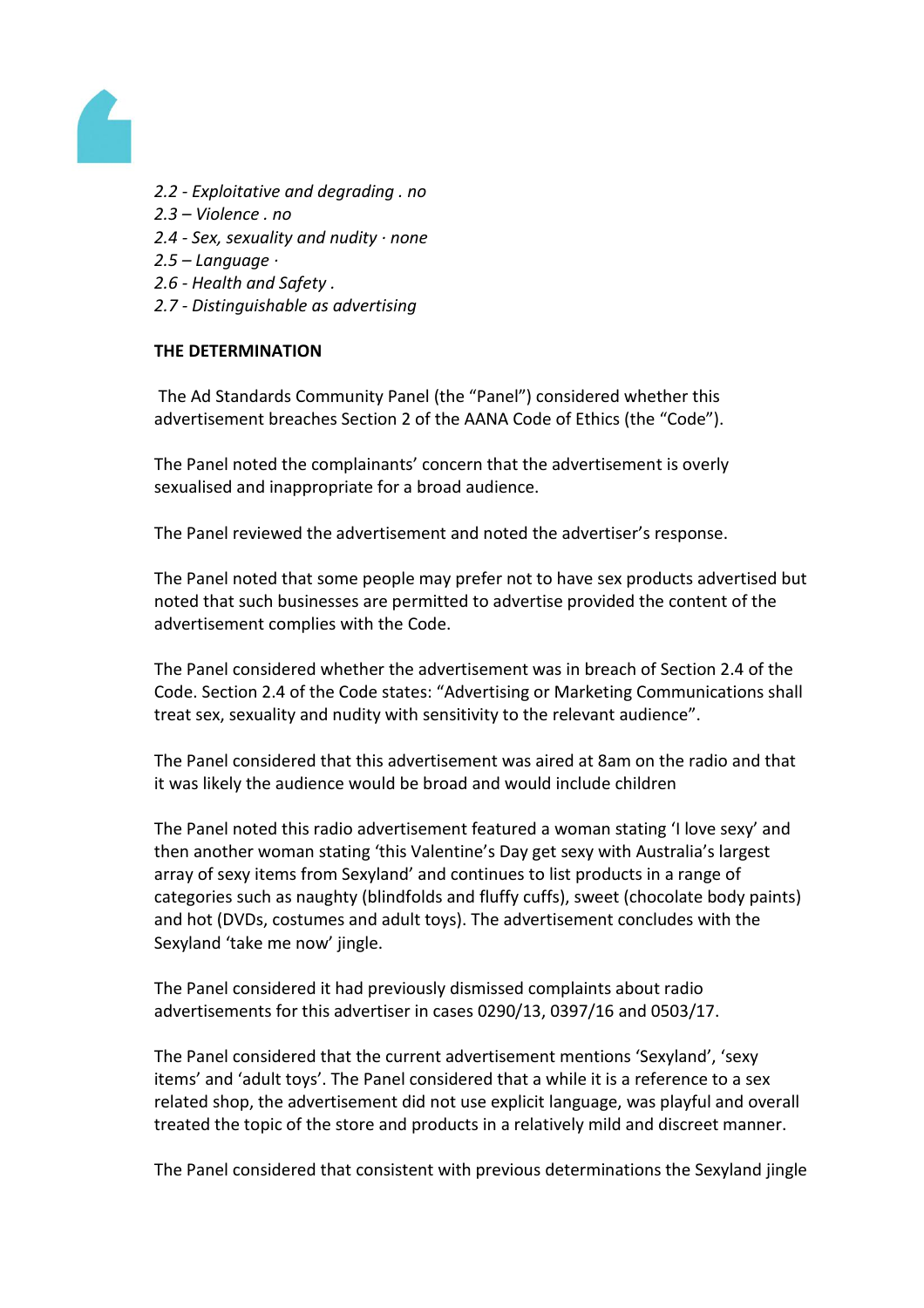*2.2 - Exploitative and degrading . no*
*2.3 – Violence . no*
*2.4 - Sex, sexuality and nudity · none*
*2.5 – Language ·*
*2.6 - Health and Safety .*
*2.7 - Distinguishable as advertising*

**THE DETERMINATION**

The Ad Standards Community Panel (the "Panel") considered whether this advertisement breaches Section 2 of the AANA Code of Ethics (the "Code").

The Panel noted the complainants' concern that the advertisement is overly sexualised and inappropriate for a broad audience.

The Panel reviewed the advertisement and noted the advertiser's response.

The Panel noted that some people may prefer not to have sex products advertised but noted that such businesses are permitted to advertise provided the content of the advertisement complies with the Code.

The Panel considered whether the advertisement was in breach of Section 2.4 of the Code. Section 2.4 of the Code states: "Advertising or Marketing Communications shall treat sex, sexuality and nudity with sensitivity to the relevant audience".

The Panel considered that this advertisement was aired at 8am on the radio and that it was likely the audience would be broad and would include children

The Panel noted this radio advertisement featured a woman stating 'I love sexy' and then another woman stating 'this Valentine's Day get sexy with Australia's largest array of sexy items from Sexyland' and continues to list products in a range of categories such as naughty (blindfolds and fluffy cuffs), sweet (chocolate body paints) and hot (DVDs, costumes and adult toys). The advertisement concludes with the Sexyland 'take me now' jingle.

The Panel considered it had previously dismissed complaints about radio advertisements for this advertiser in cases 0290/13, 0397/16 and 0503/17.

The Panel considered that the current advertisement mentions 'Sexyland', 'sexy items' and 'adult toys'. The Panel considered that a while it is a reference to a sex related shop, the advertisement did not use explicit language, was playful and overall treated the topic of the store and products in a relatively mild and discreet manner.

The Panel considered that consistent with previous determinations the Sexyland jingle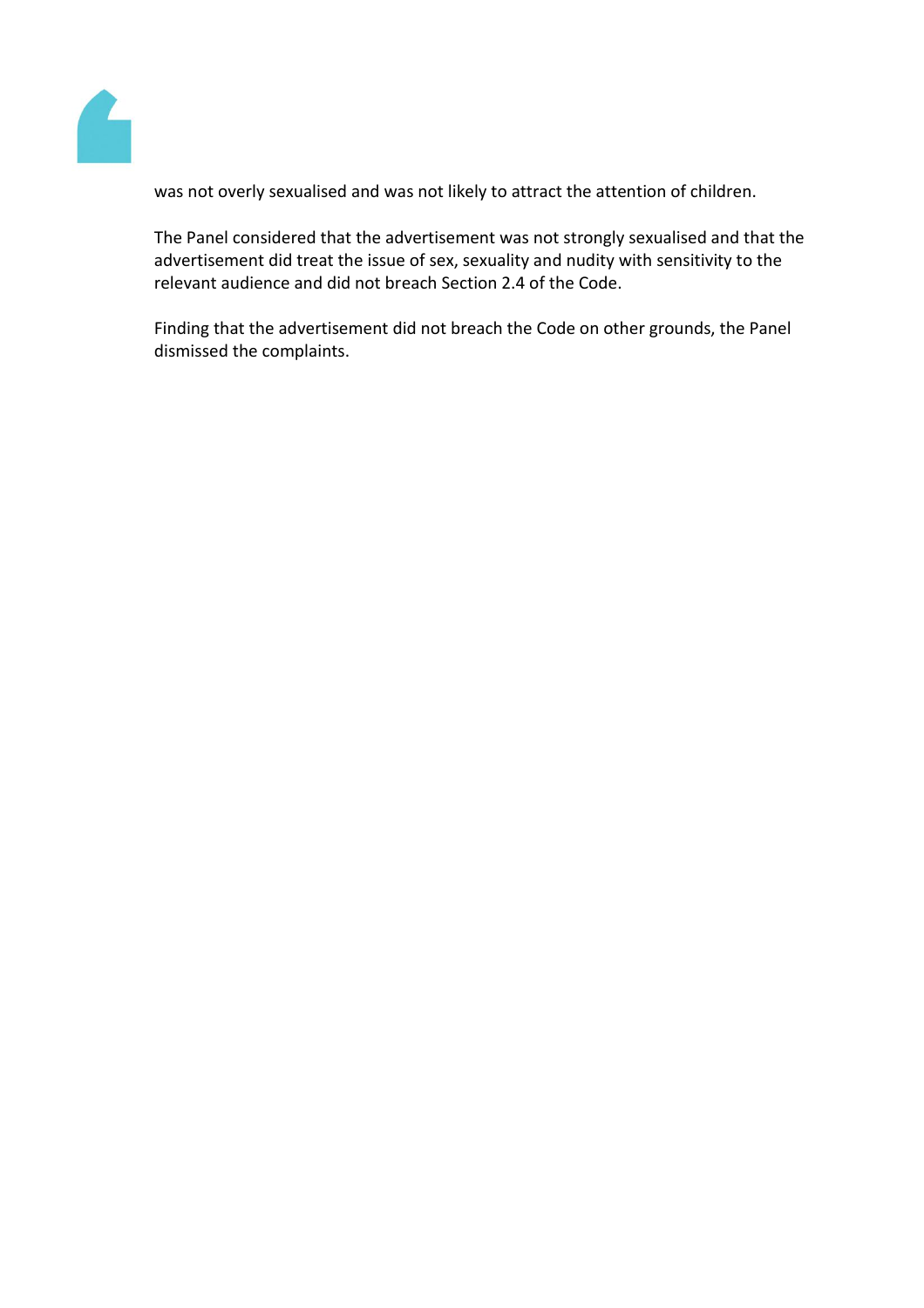was not overly sexualised and was not likely to attract the attention of children.

The Panel considered that the advertisement was not strongly sexualised and that the advertisement did treat the issue of sex, sexuality and nudity with sensitivity to the relevant audience and did not breach Section 2.4 of the Code.

Finding that the advertisement did not breach the Code on other grounds, the Panel dismissed the complaints.